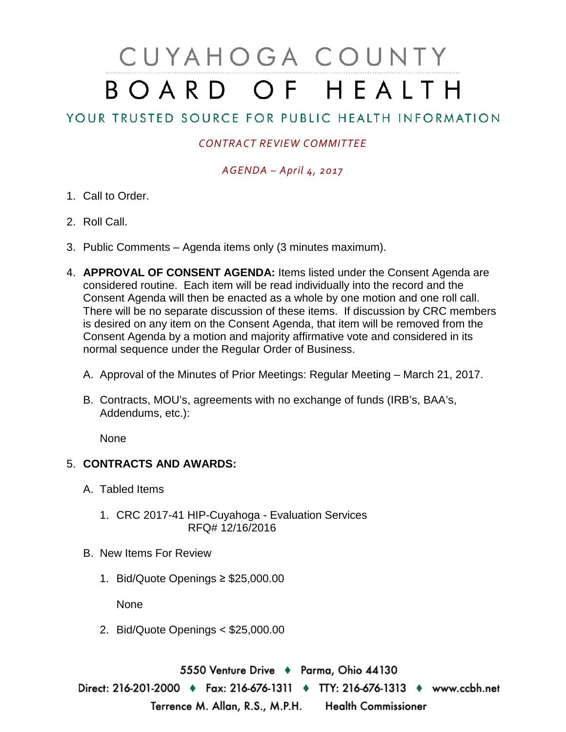# CUYAHOGA COUNTY BOARD OF HEALTH

YOUR TRUSTED SOURCE FOR PUBLIC HEALTH INFORMATION

*CONTRACT REVIEW COMMITTEE*

*AGENDA – April 4, 2017*

1. Call to Order.

2. Roll Call.

3. Public Comments – Agenda items only (3 minutes maximum).

4. **APPROVAL OF CONSENT AGENDA:** Items listed under the Consent Agenda are considered routine. Each item will be read individually into the record and the Consent Agenda will then be enacted as a whole by one motion and one roll call. There will be no separate discussion of these items. If discussion by CRC members is desired on any item on the Consent Agenda, that item will be removed from the Consent Agenda by a motion and majority affirmative vote and considered in its normal sequence under the Regular Order of Business.

   A. Approval of the Minutes of Prior Meetings: Regular Meeting – March 21, 2017.

   B. Contracts, MOU's, agreements with no exchange of funds (IRB's, BAA's, Addendums, etc.):

      None

5. **CONTRACTS AND AWARDS:**

   A. Tabled Items

      1. CRC 2017-41 HIP-Cuyahoga - Evaluation Services
         RFQ# 12/16/2016

   B. New Items For Review

      1. Bid/Quote Openings ≥ $25,000.00

         None

      2. Bid/Quote Openings < $25,000.00

5550 Venture Drive ♦ Parma, Ohio 44130

Direct: 216-201-2000 ♦ Fax: 216-676-1311 ♦ TTY: 216-676-1313 ♦ www.ccbh.net

Terrence M. Allan, R.S., M.P.H. Health Commissioner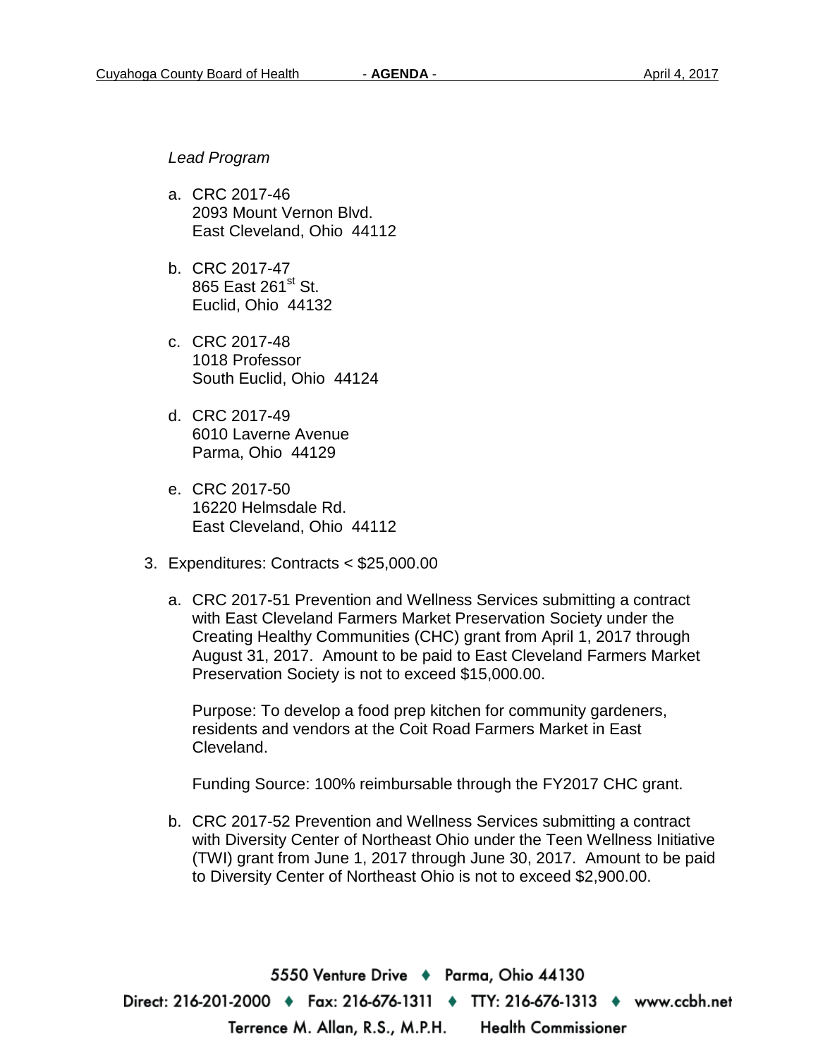*Lead Program*

a. CRC 2017-46
   2093 Mount Vernon Blvd.
   East Cleveland, Ohio 44112

b. CRC 2017-47
   865 East 261st St.
   Euclid, Ohio 44132

c. CRC 2017-48
   1018 Professor
   South Euclid, Ohio 44124

d. CRC 2017-49
   6010 Laverne Avenue
   Parma, Ohio 44129

e. CRC 2017-50
   16220 Helmsdale Rd.
   East Cleveland, Ohio 44112

3. Expenditures: Contracts < $25,000.00

   a. CRC 2017-51 Prevention and Wellness Services submitting a contract with East Cleveland Farmers Market Preservation Society under the Creating Healthy Communities (CHC) grant from April 1, 2017 through August 31, 2017. Amount to be paid to East Cleveland Farmers Market Preservation Society is not to exceed $15,000.00.

      Purpose: To develop a food prep kitchen for community gardeners, residents and vendors at the Coit Road Farmers Market in East Cleveland.

      Funding Source: 100% reimbursable through the FY2017 CHC grant.

   b. CRC 2017-52 Prevention and Wellness Services submitting a contract with Diversity Center of Northeast Ohio under the Teen Wellness Initiative (TWI) grant from June 1, 2017 through June 30, 2017. Amount to be paid to Diversity Center of Northeast Ohio is not to exceed $2,900.00.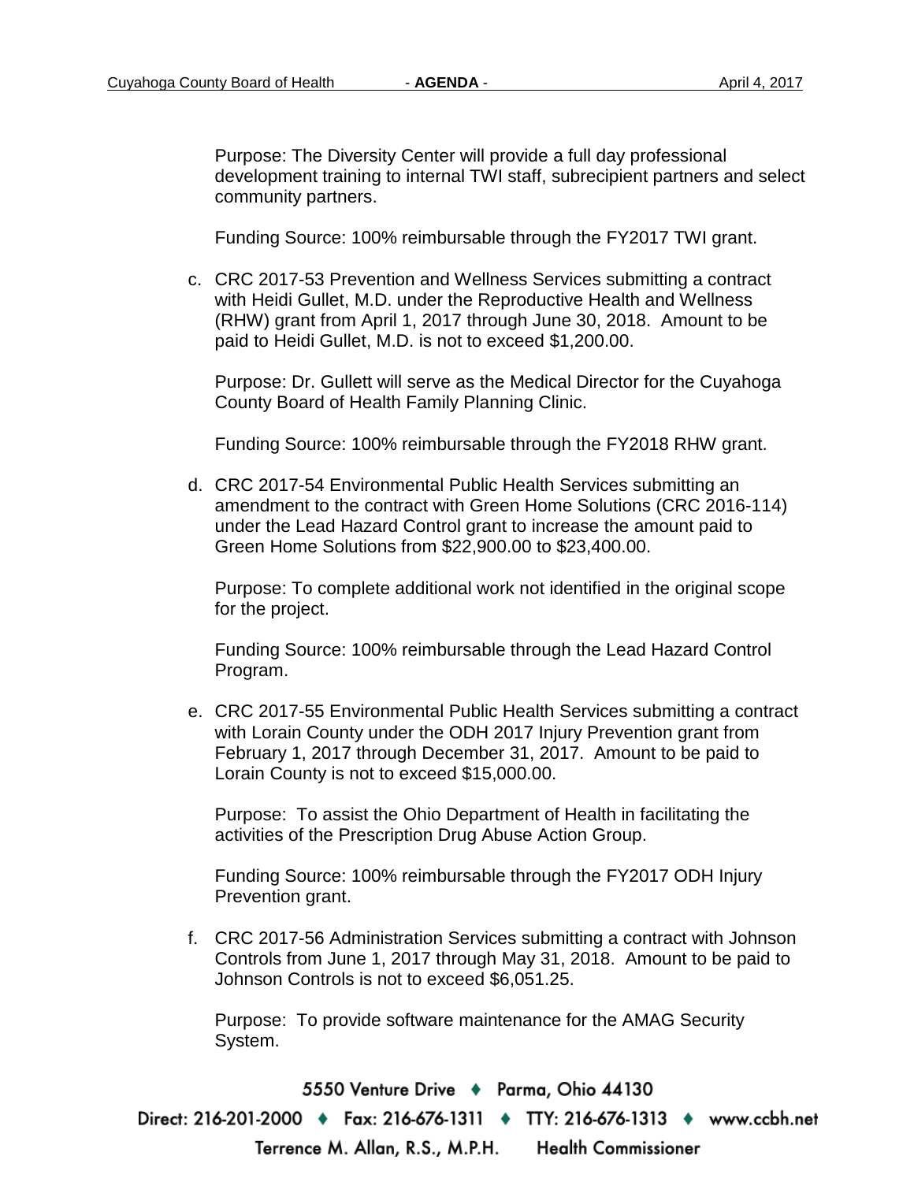Purpose: The Diversity Center will provide a full day professional development training to internal TWI staff, subrecipient partners and select community partners.

Funding Source: 100% reimbursable through the FY2017 TWI grant.

c. CRC 2017-53 Prevention and Wellness Services submitting a contract with Heidi Gullet, M.D. under the Reproductive Health and Wellness (RHW) grant from April 1, 2017 through June 30, 2018. Amount to be paid to Heidi Gullet, M.D. is not to exceed $1,200.00.

   Purpose: Dr. Gullett will serve as the Medical Director for the Cuyahoga County Board of Health Family Planning Clinic.

   Funding Source: 100% reimbursable through the FY2018 RHW grant.

d. CRC 2017-54 Environmental Public Health Services submitting an amendment to the contract with Green Home Solutions (CRC 2016-114) under the Lead Hazard Control grant to increase the amount paid to Green Home Solutions from $22,900.00 to $23,400.00.

   Purpose: To complete additional work not identified in the original scope for the project.

   Funding Source: 100% reimbursable through the Lead Hazard Control Program.

e. CRC 2017-55 Environmental Public Health Services submitting a contract with Lorain County under the ODH 2017 Injury Prevention grant from February 1, 2017 through December 31, 2017. Amount to be paid to Lorain County is not to exceed $15,000.00.

   Purpose: To assist the Ohio Department of Health in facilitating the activities of the Prescription Drug Abuse Action Group.

   Funding Source: 100% reimbursable through the FY2017 ODH Injury Prevention grant.

f. CRC 2017-56 Administration Services submitting a contract with Johnson Controls from June 1, 2017 through May 31, 2018. Amount to be paid to Johnson Controls is not to exceed $6,051.25.

   Purpose: To provide software maintenance for the AMAG Security System.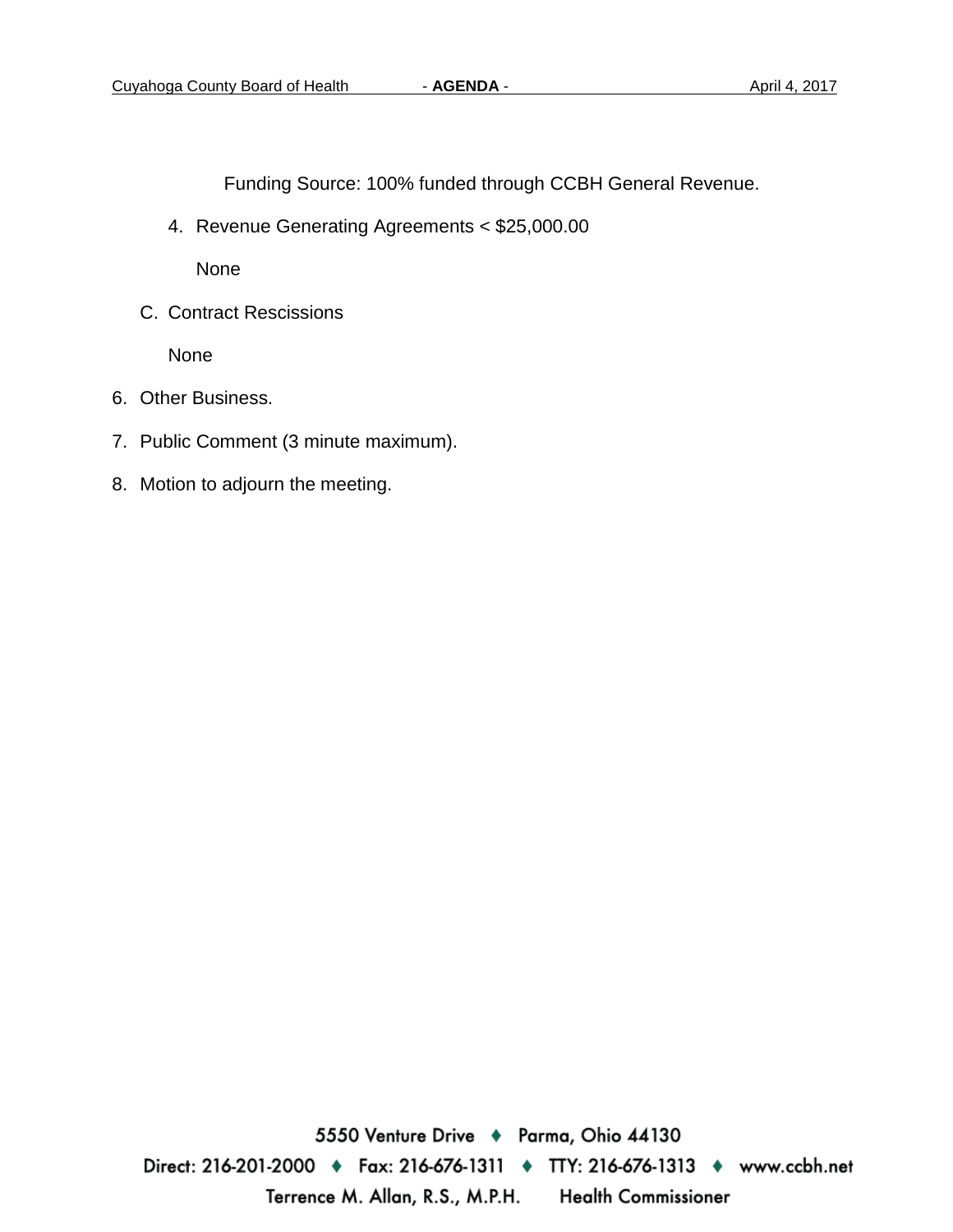Funding Source: 100% funded through CCBH General Revenue.

4. Revenue Generating Agreements < $25,000.00

   None

C. Contract Rescissions

   None

6. Other Business.
7. Public Comment (3 minute maximum).
8. Motion to adjourn the meeting.